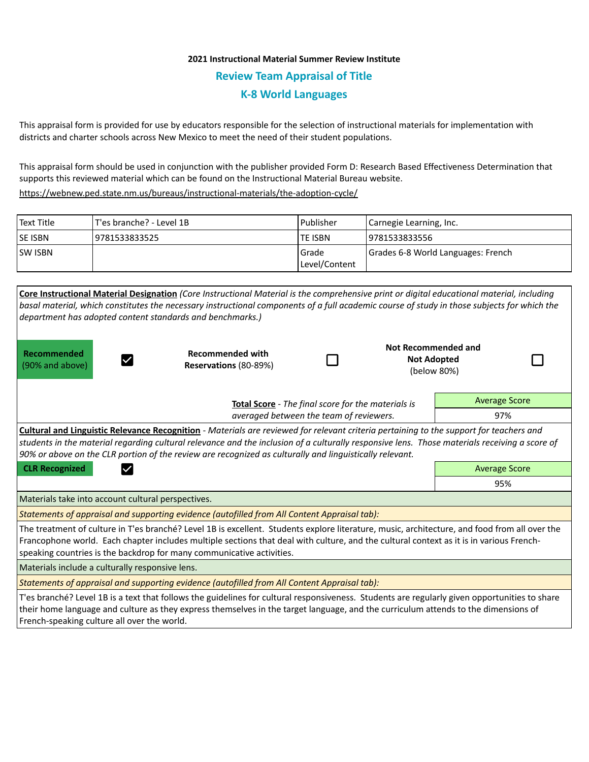**2021 Instructional Material Summer Review Institute**

## Review Team Appraisal of Title

## K-8 World Languages

This appraisal form is provided for use by educators responsible for the selection of instructional materials for implementation with districts and charter schools across New Mexico to meet the need of their student populations.

This appraisal form should be used in conjunction with the publisher provided Form D: Research Based Effectiveness Determination that supports this reviewed material which can be found on the Instructional Material Bureau website.

https://webnew.ped.state.nm.us/bureaus/instructional-materials/the-adoption-cycle/

| Text Title | T'es branché? - Level 1B | Publisher | Carnegie Learning, Inc. |
|---|---|---|---|
| SE ISBN | 9781533833525 | TE ISBN | 9781533833556 |
| SW ISBN | | Grade Level/Content | Grades 6-8 World Languages: French |

**Core Instructional Material Designation** *(Core Instructional Material is the comprehensive print or digital educational material, including basal material, which constitutes the necessary instructional components of a full academic course of study in those subjects for which the department has adopted content standards and benchmarks.)*

| **Recommended** (90% and above) | ☑ | **Recommended with Reservations** (80-89%) | ☐ | **Not Recommended and Not Adopted** (below 80%) | ☐ |
|---|---|---|---|---|---|

**Total Score** - *The final score for the materials is averaged between the team of reviewers.*

| Average Score |
|---|
| 97% |

**Cultural and Linguistic Relevance Recognition** - *Materials are reviewed for relevant criteria pertaining to the support for teachers and students in the material regarding cultural relevance and the inclusion of a culturally responsive lens. Those materials receiving a score of 90% or above on the CLR portion of the review are recognized as culturally and linguistically relevant.*

**CLR Recognized** ☑

| Average Score |
|---|
| 95% |

Materials take into account cultural perspectives.

*Statements of appraisal and supporting evidence (autofilled from All Content Appraisal tab):*

The treatment of culture in T'es branché? Level 1B is excellent. Students explore literature, music, architecture, and food from all over the Francophone world. Each chapter includes multiple sections that deal with culture, and the cultural context as it is in various French-speaking countries is the backdrop for many communicative activities.

Materials include a culturally responsive lens.

*Statements of appraisal and supporting evidence (autofilled from All Content Appraisal tab):*

T'es branché? Level 1B is a text that follows the guidelines for cultural responsiveness. Students are regularly given opportunities to share their home language and culture as they express themselves in the target language, and the curriculum attends to the dimensions of French-speaking culture all over the world.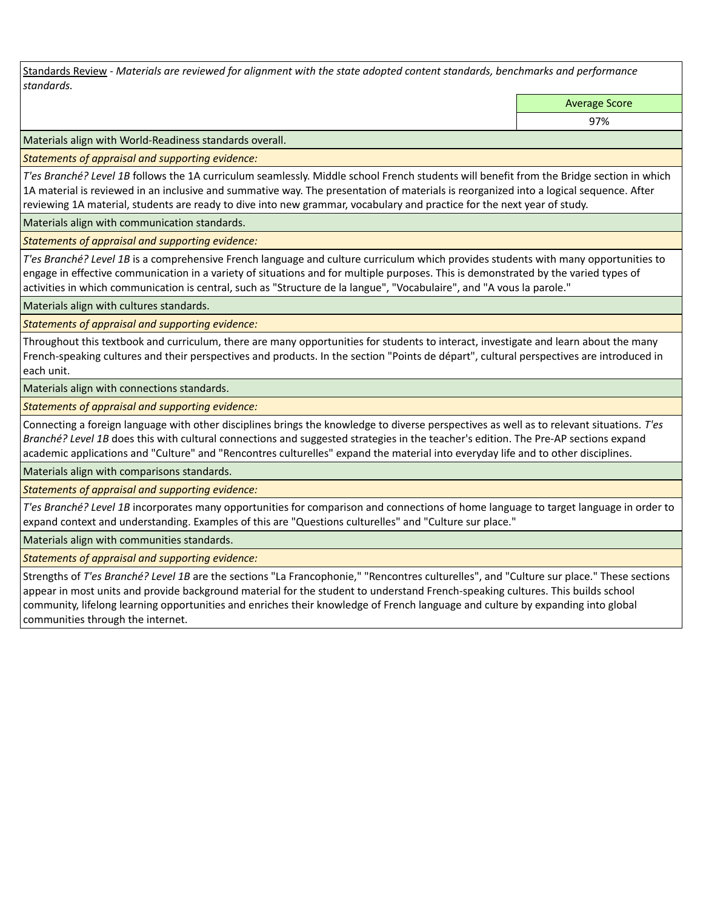<u>Standards Review</u> - *Materials are reviewed for alignment with the state adopted content standards, benchmarks and performance standards.*

| | Average Score |
|---|---|
| | 97% |

**Materials align with World-Readiness standards overall.**

*Statements of appraisal and supporting evidence:*

*T'es Branché? Level 1B* follows the 1A curriculum seamlessly. Middle school French students will benefit from the Bridge section in which 1A material is reviewed in an inclusive and summative way. The presentation of materials is reorganized into a logical sequence. After reviewing 1A material, students are ready to dive into new grammar, vocabulary and practice for the next year of study.

**Materials align with communication standards.**

*Statements of appraisal and supporting evidence:*

*T'es Branché? Level 1B* is a comprehensive French language and culture curriculum which provides students with many opportunities to engage in effective communication in a variety of situations and for multiple purposes. This is demonstrated by the varied types of activities in which communication is central, such as "Structure de la langue", "Vocabulaire", and "A vous la parole."

**Materials align with cultures standards.**

*Statements of appraisal and supporting evidence:*

Throughout this textbook and curriculum, there are many opportunities for students to interact, investigate and learn about the many French-speaking cultures and their perspectives and products. In the section "Points de départ", cultural perspectives are introduced in each unit.

**Materials align with connections standards.**

*Statements of appraisal and supporting evidence:*

Connecting a foreign language with other disciplines brings the knowledge to diverse perspectives as well as to relevant situations. *T'es Branché? Level 1B* does this with cultural connections and suggested strategies in the teacher's edition. The Pre-AP sections expand academic applications and "Culture" and "Rencontres culturelles" expand the material into everyday life and to other disciplines.

**Materials align with comparisons standards.**

*Statements of appraisal and supporting evidence:*

*T'es Branché? Level 1B* incorporates many opportunities for comparison and connections of home language to target language in order to expand context and understanding. Examples of this are "Questions culturelles" and "Culture sur place."

**Materials align with communities standards.**

*Statements of appraisal and supporting evidence:*

Strengths of *T'es Branché? Level 1B* are the sections "La Francophonie," "Rencontres culturelles", and "Culture sur place." These sections appear in most units and provide background material for the student to understand French-speaking cultures. This builds school community, lifelong learning opportunities and enriches their knowledge of French language and culture by expanding into global communities through the internet.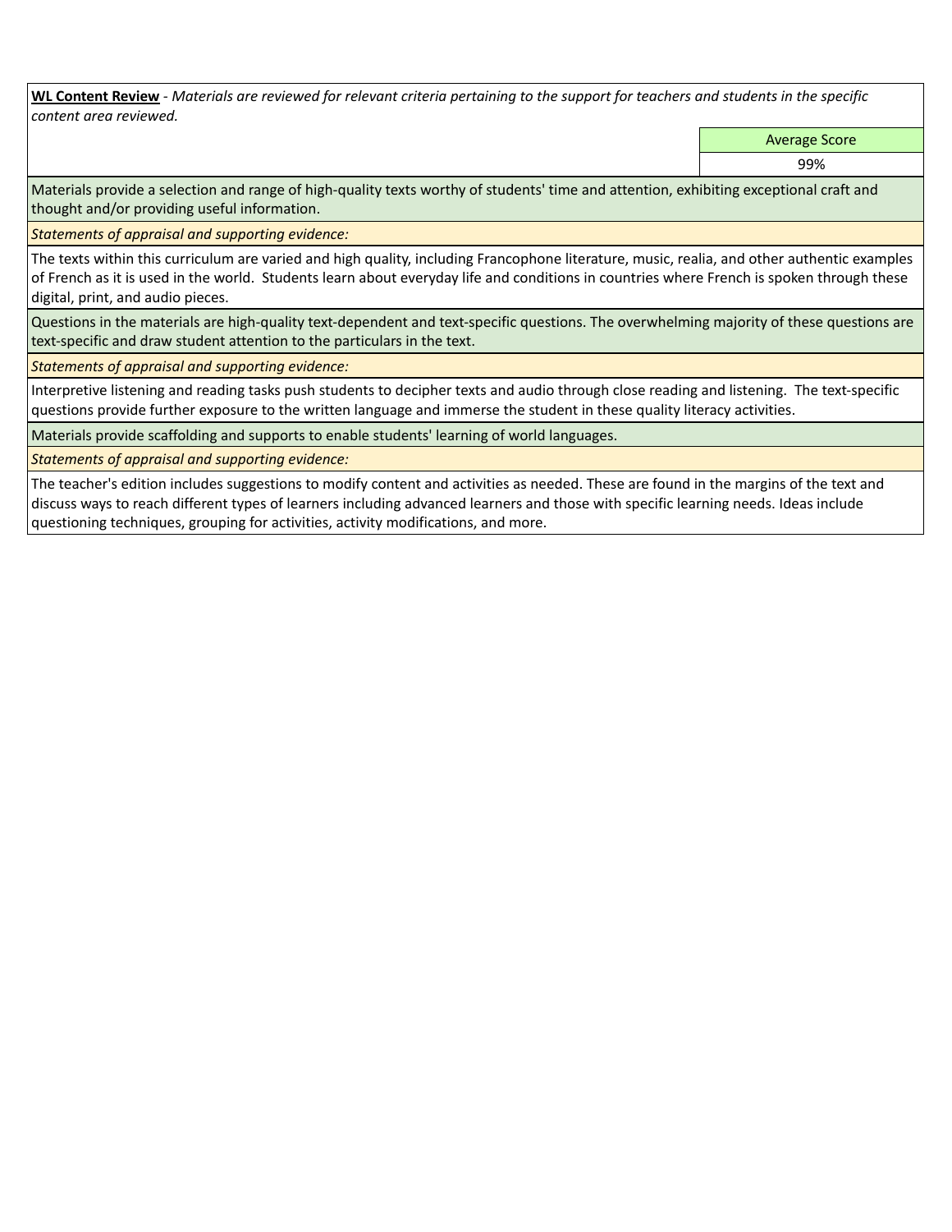**WL Content Review** - *Materials are reviewed for relevant criteria pertaining to the support for teachers and students in the specific content area reviewed.*

| | Average Score |
|---|---|
| | 99% |

Materials provide a selection and range of high-quality texts worthy of students' time and attention, exhibiting exceptional craft and thought and/or providing useful information.

*Statements of appraisal and supporting evidence:*

The texts within this curriculum are varied and high quality, including Francophone literature, music, realia, and other authentic examples of French as it is used in the world. Students learn about everyday life and conditions in countries where French is spoken through these digital, print, and audio pieces.

Questions in the materials are high-quality text-dependent and text-specific questions. The overwhelming majority of these questions are text-specific and draw student attention to the particulars in the text.

*Statements of appraisal and supporting evidence:*

Interpretive listening and reading tasks push students to decipher texts and audio through close reading and listening. The text-specific questions provide further exposure to the written language and immerse the student in these quality literacy activities.

Materials provide scaffolding and supports to enable students' learning of world languages.

*Statements of appraisal and supporting evidence:*

The teacher's edition includes suggestions to modify content and activities as needed. These are found in the margins of the text and discuss ways to reach different types of learners including advanced learners and those with specific learning needs. Ideas include questioning techniques, grouping for activities, activity modifications, and more.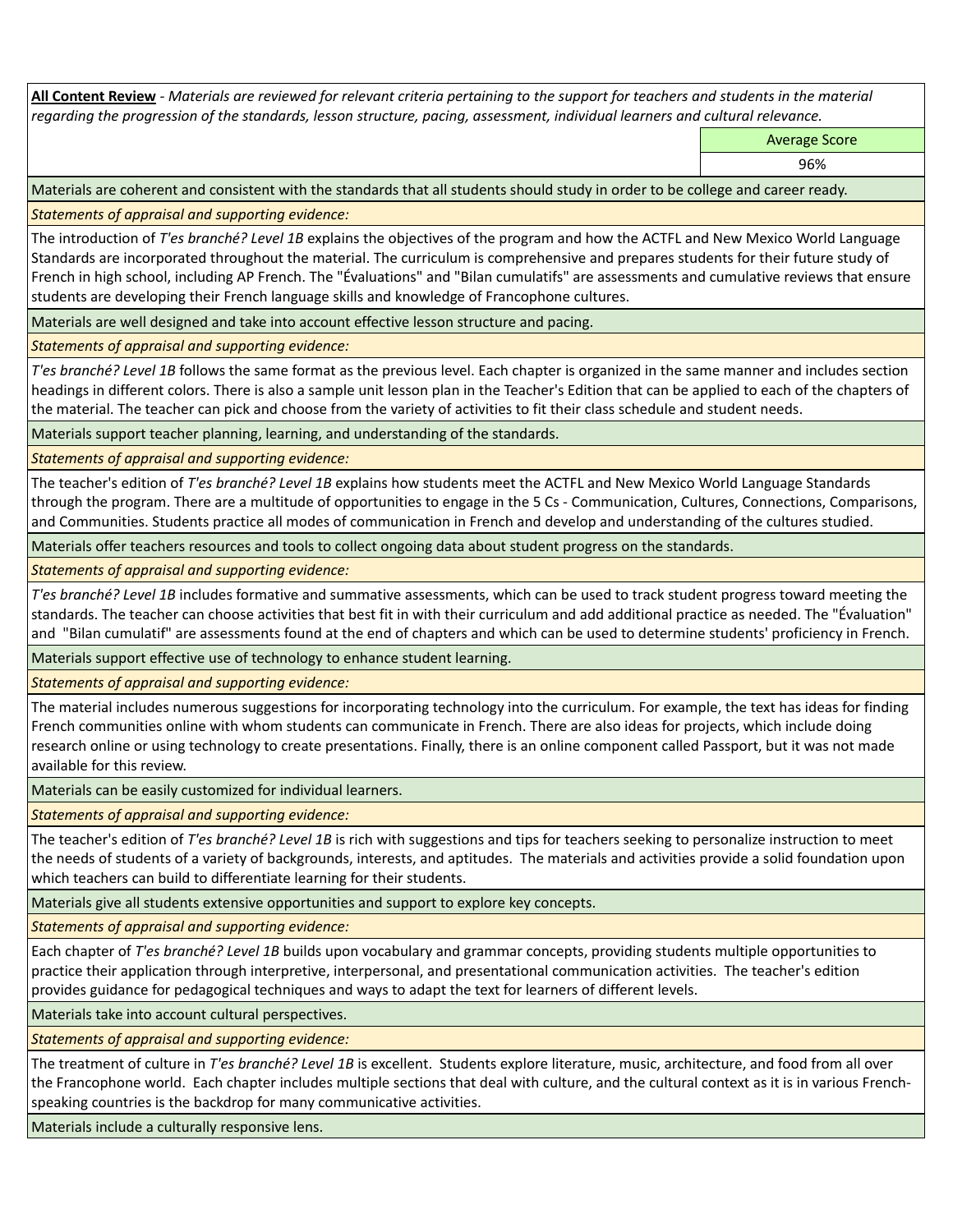**All Content Review** - *Materials are reviewed for relevant criteria pertaining to the support for teachers and students in the material regarding the progression of the standards, lesson structure, pacing, assessment, individual learners and cultural relevance.*

| Average Score |
|---|
| 96% |

Materials are coherent and consistent with the standards that all students should study in order to be college and career ready.

*Statements of appraisal and supporting evidence:*

The introduction of *T'es branché? Level 1B* explains the objectives of the program and how the ACTFL and New Mexico World Language Standards are incorporated throughout the material. The curriculum is comprehensive and prepares students for their future study of French in high school, including AP French. The "Évaluations" and "Bilan cumulatifs" are assessments and cumulative reviews that ensure students are developing their French language skills and knowledge of Francophone cultures.

Materials are well designed and take into account effective lesson structure and pacing.

*Statements of appraisal and supporting evidence:*

*T'es branché? Level 1B* follows the same format as the previous level. Each chapter is organized in the same manner and includes section headings in different colors. There is also a sample unit lesson plan in the Teacher's Edition that can be applied to each of the chapters of the material. The teacher can pick and choose from the variety of activities to fit their class schedule and student needs.

Materials support teacher planning, learning, and understanding of the standards.

*Statements of appraisal and supporting evidence:*

The teacher's edition of *T'es branché? Level 1B* explains how students meet the ACTFL and New Mexico World Language Standards through the program. There are a multitude of opportunities to engage in the 5 Cs - Communication, Cultures, Connections, Comparisons, and Communities. Students practice all modes of communication in French and develop and understanding of the cultures studied.

Materials offer teachers resources and tools to collect ongoing data about student progress on the standards.

*Statements of appraisal and supporting evidence:*

*T'es branché? Level 1B* includes formative and summative assessments, which can be used to track student progress toward meeting the standards. The teacher can choose activities that best fit in with their curriculum and add additional practice as needed. The "Évaluation" and "Bilan cumulatif" are assessments found at the end of chapters and which can be used to determine students' proficiency in French.

Materials support effective use of technology to enhance student learning.

*Statements of appraisal and supporting evidence:*

The material includes numerous suggestions for incorporating technology into the curriculum. For example, the text has ideas for finding French communities online with whom students can communicate in French. There are also ideas for projects, which include doing research online or using technology to create presentations. Finally, there is an online component called Passport, but it was not made available for this review.

Materials can be easily customized for individual learners.

*Statements of appraisal and supporting evidence:*

The teacher's edition of *T'es branché? Level 1B* is rich with suggestions and tips for teachers seeking to personalize instruction to meet the needs of students of a variety of backgrounds, interests, and aptitudes. The materials and activities provide a solid foundation upon which teachers can build to differentiate learning for their students.

Materials give all students extensive opportunities and support to explore key concepts.

*Statements of appraisal and supporting evidence:*

Each chapter of *T'es branché? Level 1B* builds upon vocabulary and grammar concepts, providing students multiple opportunities to practice their application through interpretive, interpersonal, and presentational communication activities. The teacher's edition provides guidance for pedagogical techniques and ways to adapt the text for learners of different levels.

Materials take into account cultural perspectives.

*Statements of appraisal and supporting evidence:*

The treatment of culture in *T'es branché? Level 1B* is excellent. Students explore literature, music, architecture, and food from all over the Francophone world. Each chapter includes multiple sections that deal with culture, and the cultural context as it is in various French-speaking countries is the backdrop for many communicative activities.

Materials include a culturally responsive lens.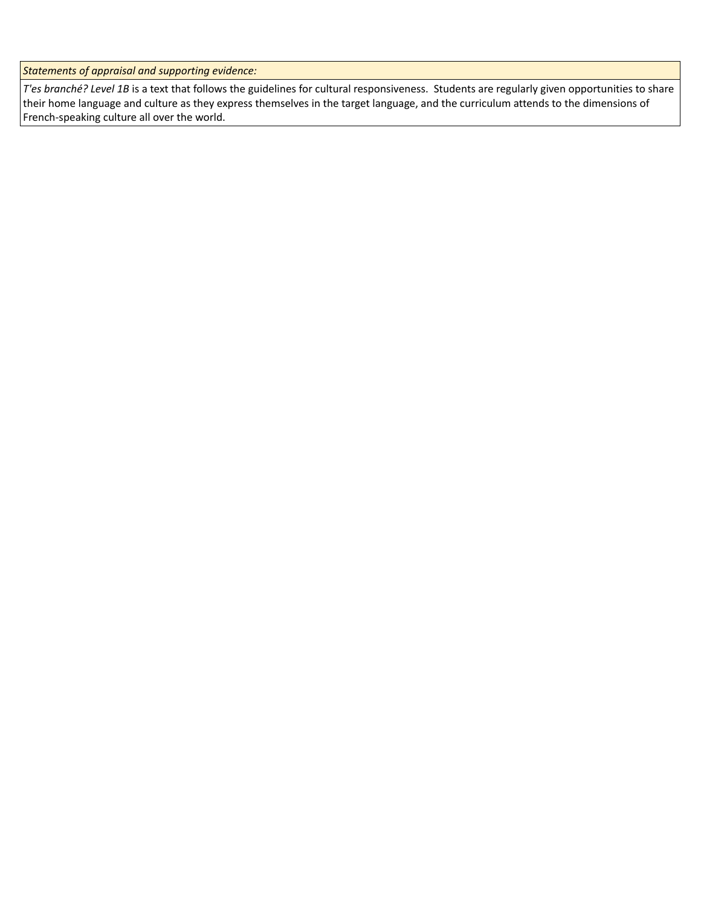| *Statements of appraisal and supporting evidence:* |
| --- |
| *T'es branché? Level 1B* is a text that follows the guidelines for cultural responsiveness. Students are regularly given opportunities to share their home language and culture as they express themselves in the target language, and the curriculum attends to the dimensions of French-speaking culture all over the world. |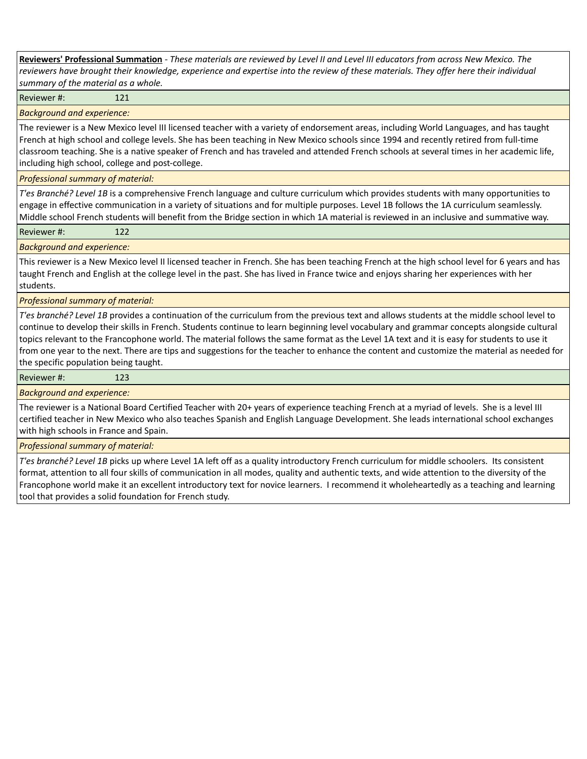**<u>Reviewers' Professional Summation</u>** - *These materials are reviewed by Level II and Level III educators from across New Mexico. The reviewers have brought their knowledge, experience and expertise into the review of these materials. They offer here their individual summary of the material as a whole.*

Reviewer #: 121

*Background and experience:*

The reviewer is a New Mexico level III licensed teacher with a variety of endorsement areas, including World Languages, and has taught French at high school and college levels. She has been teaching in New Mexico schools since 1994 and recently retired from full-time classroom teaching. She is a native speaker of French and has traveled and attended French schools at several times in her academic life, including high school, college and post-college.

*Professional summary of material:*

*T'es Branché? Level 1B* is a comprehensive French language and culture curriculum which provides students with many opportunities to engage in effective communication in a variety of situations and for multiple purposes. Level 1B follows the 1A curriculum seamlessly. Middle school French students will benefit from the Bridge section in which 1A material is reviewed in an inclusive and summative way.

Reviewer #: 122

*Background and experience:*

This reviewer is a New Mexico level II licensed teacher in French. She has been teaching French at the high school level for 6 years and has taught French and English at the college level in the past. She has lived in France twice and enjoys sharing her experiences with her students.

*Professional summary of material:*

*T'es branché? Level 1B* provides a continuation of the curriculum from the previous text and allows students at the middle school level to continue to develop their skills in French. Students continue to learn beginning level vocabulary and grammar concepts alongside cultural topics relevant to the Francophone world. The material follows the same format as the Level 1A text and it is easy for students to use it from one year to the next. There are tips and suggestions for the teacher to enhance the content and customize the material as needed for the specific population being taught.

Reviewer #: 123

*Background and experience:*

The reviewer is a National Board Certified Teacher with 20+ years of experience teaching French at a myriad of levels. She is a level III certified teacher in New Mexico who also teaches Spanish and English Language Development. She leads international school exchanges with high schools in France and Spain.

*Professional summary of material:*

*T'es branché? Level 1B* picks up where Level 1A left off as a quality introductory French curriculum for middle schoolers. Its consistent format, attention to all four skills of communication in all modes, quality and authentic texts, and wide attention to the diversity of the Francophone world make it an excellent introductory text for novice learners. I recommend it wholeheartedly as a teaching and learning tool that provides a solid foundation for French study.